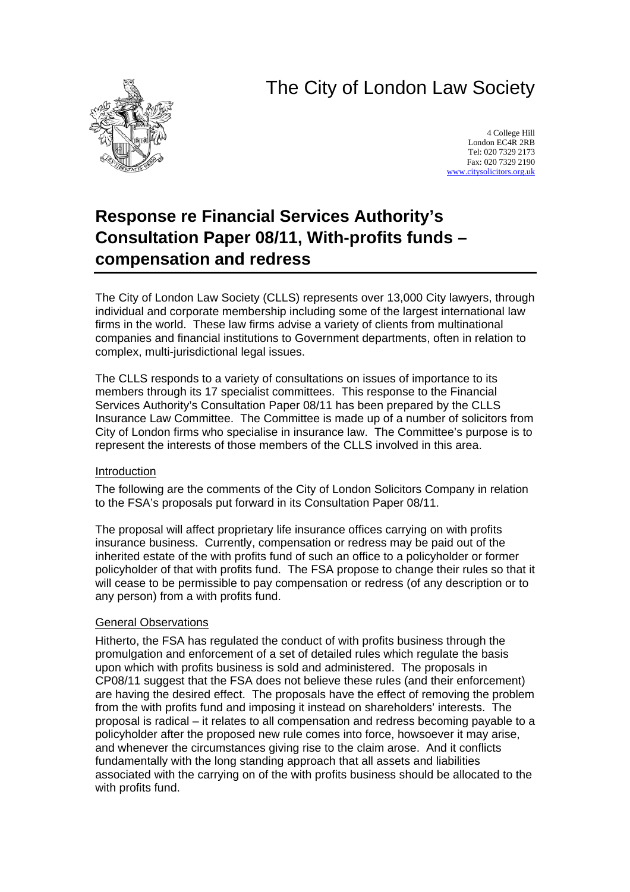# The City of London Law Society

4 College Hill
London EC4R 2RB
Tel: 020 7329 2173
Fax: 020 7329 2190
www.citysolicitors.org.uk

## Response re Financial Services Authority's Consultation Paper 08/11, With-profits funds – compensation and redress

The City of London Law Society (CLLS) represents over 13,000 City lawyers, through individual and corporate membership including some of the largest international law firms in the world. These law firms advise a variety of clients from multinational companies and financial institutions to Government departments, often in relation to complex, multi-jurisdictional legal issues.

The CLLS responds to a variety of consultations on issues of importance to its members through its 17 specialist committees. This response to the Financial Services Authority's Consultation Paper 08/11 has been prepared by the CLLS Insurance Law Committee. The Committee is made up of a number of solicitors from City of London firms who specialise in insurance law. The Committee's purpose is to represent the interests of those members of the CLLS involved in this area.

### Introduction

The following are the comments of the City of London Solicitors Company in relation to the FSA's proposals put forward in its Consultation Paper 08/11.

The proposal will affect proprietary life insurance offices carrying on with profits insurance business. Currently, compensation or redress may be paid out of the inherited estate of the with profits fund of such an office to a policyholder or former policyholder of that with profits fund. The FSA propose to change their rules so that it will cease to be permissible to pay compensation or redress (of any description or to any person) from a with profits fund.

### General Observations

Hitherto, the FSA has regulated the conduct of with profits business through the promulgation and enforcement of a set of detailed rules which regulate the basis upon which with profits business is sold and administered. The proposals in CP08/11 suggest that the FSA does not believe these rules (and their enforcement) are having the desired effect. The proposals have the effect of removing the problem from the with profits fund and imposing it instead on shareholders' interests. The proposal is radical – it relates to all compensation and redress becoming payable to a policyholder after the proposed new rule comes into force, howsoever it may arise, and whenever the circumstances giving rise to the claim arose. And it conflicts fundamentally with the long standing approach that all assets and liabilities associated with the carrying on of the with profits business should be allocated to the with profits fund.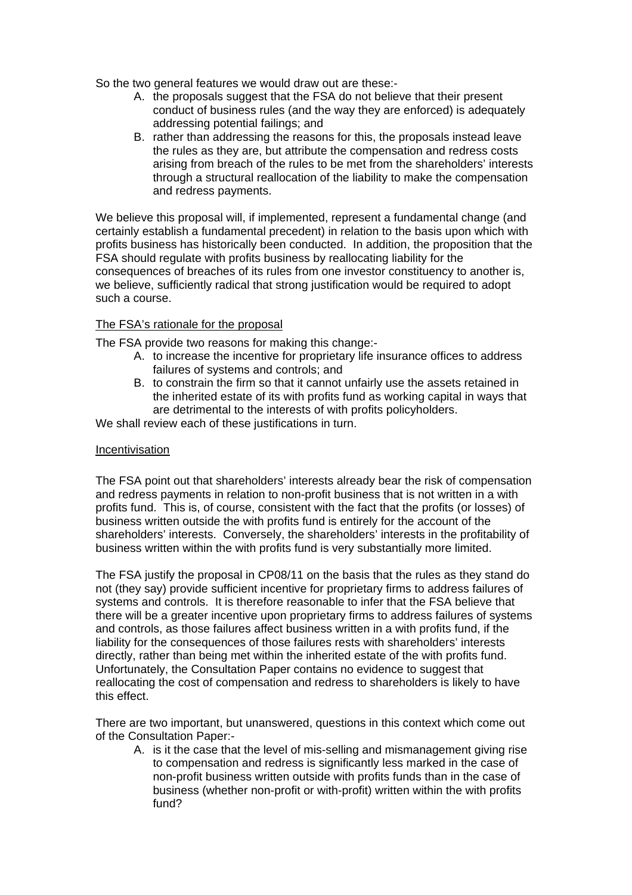So the two general features we would draw out are these:-

A. the proposals suggest that the FSA do not believe that their present conduct of business rules (and the way they are enforced) is adequately addressing potential failings; and
B. rather than addressing the reasons for this, the proposals instead leave the rules as they are, but attribute the compensation and redress costs arising from breach of the rules to be met from the shareholders' interests through a structural reallocation of the liability to make the compensation and redress payments.

We believe this proposal will, if implemented, represent a fundamental change (and certainly establish a fundamental precedent) in relation to the basis upon which with profits business has historically been conducted. In addition, the proposition that the FSA should regulate with profits business by reallocating liability for the consequences of breaches of its rules from one investor constituency to another is, we believe, sufficiently radical that strong justification would be required to adopt such a course.

<u>The FSA's rationale for the proposal</u>

The FSA provide two reasons for making this change:-

A. to increase the incentive for proprietary life insurance offices to address failures of systems and controls; and
B. to constrain the firm so that it cannot unfairly use the assets retained in the inherited estate of its with profits fund as working capital in ways that are detrimental to the interests of with profits policyholders.

We shall review each of these justifications in turn.

<u>Incentivisation</u>

The FSA point out that shareholders' interests already bear the risk of compensation and redress payments in relation to non-profit business that is not written in a with profits fund. This is, of course, consistent with the fact that the profits (or losses) of business written outside the with profits fund is entirely for the account of the shareholders' interests. Conversely, the shareholders' interests in the profitability of business written within the with profits fund is very substantially more limited.

The FSA justify the proposal in CP08/11 on the basis that the rules as they stand do not (they say) provide sufficient incentive for proprietary firms to address failures of systems and controls. It is therefore reasonable to infer that the FSA believe that there will be a greater incentive upon proprietary firms to address failures of systems and controls, as those failures affect business written in a with profits fund, if the liability for the consequences of those failures rests with shareholders' interests directly, rather than being met within the inherited estate of the with profits fund. Unfortunately, the Consultation Paper contains no evidence to suggest that reallocating the cost of compensation and redress to shareholders is likely to have this effect.

There are two important, but unanswered, questions in this context which come out of the Consultation Paper:-

A. is it the case that the level of mis-selling and mismanagement giving rise to compensation and redress is significantly less marked in the case of non-profit business written outside with profits funds than in the case of business (whether non-profit or with-profit) written within the with profits fund?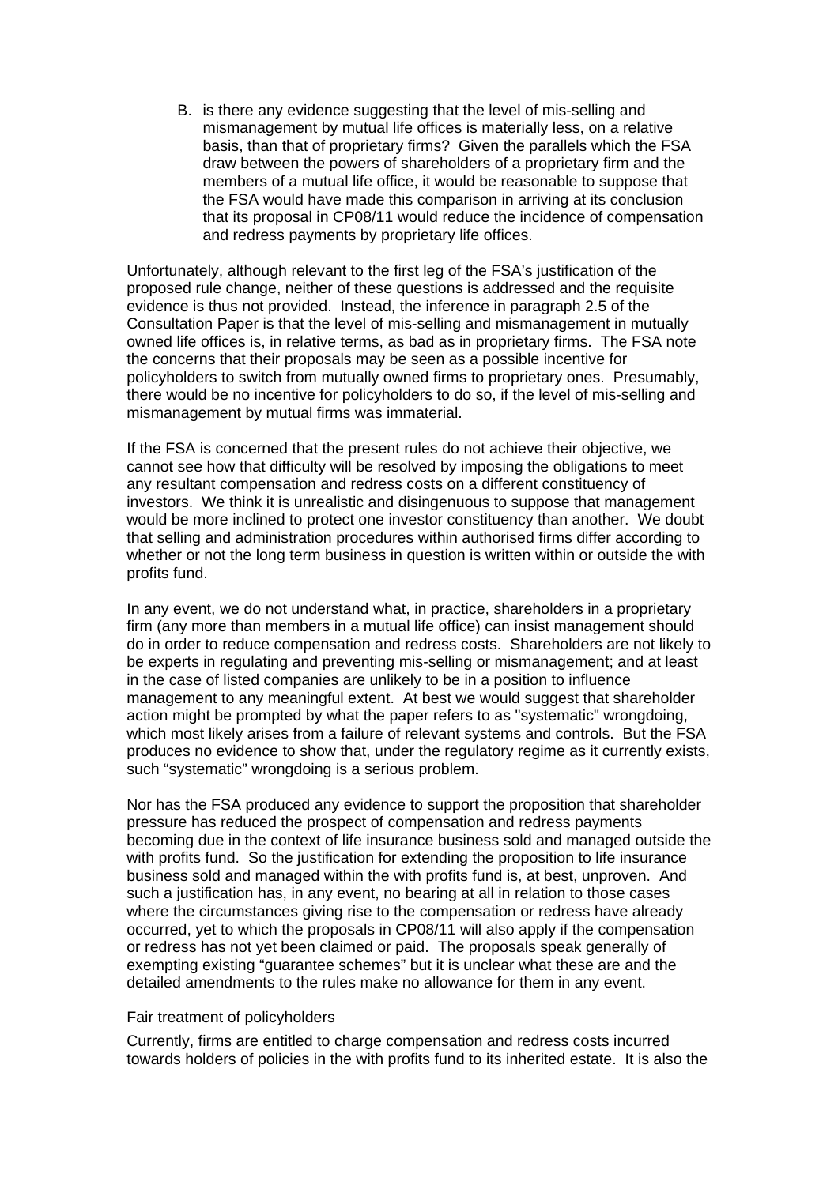B. is there any evidence suggesting that the level of mis-selling and mismanagement by mutual life offices is materially less, on a relative basis, than that of proprietary firms? Given the parallels which the FSA draw between the powers of shareholders of a proprietary firm and the members of a mutual life office, it would be reasonable to suppose that the FSA would have made this comparison in arriving at its conclusion that its proposal in CP08/11 would reduce the incidence of compensation and redress payments by proprietary life offices.

Unfortunately, although relevant to the first leg of the FSA's justification of the proposed rule change, neither of these questions is addressed and the requisite evidence is thus not provided. Instead, the inference in paragraph 2.5 of the Consultation Paper is that the level of mis-selling and mismanagement in mutually owned life offices is, in relative terms, as bad as in proprietary firms. The FSA note the concerns that their proposals may be seen as a possible incentive for policyholders to switch from mutually owned firms to proprietary ones. Presumably, there would be no incentive for policyholders to do so, if the level of mis-selling and mismanagement by mutual firms was immaterial.

If the FSA is concerned that the present rules do not achieve their objective, we cannot see how that difficulty will be resolved by imposing the obligations to meet any resultant compensation and redress costs on a different constituency of investors. We think it is unrealistic and disingenuous to suppose that management would be more inclined to protect one investor constituency than another. We doubt that selling and administration procedures within authorised firms differ according to whether or not the long term business in question is written within or outside the with profits fund.

In any event, we do not understand what, in practice, shareholders in a proprietary firm (any more than members in a mutual life office) can insist management should do in order to reduce compensation and redress costs. Shareholders are not likely to be experts in regulating and preventing mis-selling or mismanagement; and at least in the case of listed companies are unlikely to be in a position to influence management to any meaningful extent. At best we would suggest that shareholder action might be prompted by what the paper refers to as "systematic" wrongdoing, which most likely arises from a failure of relevant systems and controls. But the FSA produces no evidence to show that, under the regulatory regime as it currently exists, such "systematic" wrongdoing is a serious problem.

Nor has the FSA produced any evidence to support the proposition that shareholder pressure has reduced the prospect of compensation and redress payments becoming due in the context of life insurance business sold and managed outside the with profits fund. So the justification for extending the proposition to life insurance business sold and managed within the with profits fund is, at best, unproven. And such a justification has, in any event, no bearing at all in relation to those cases where the circumstances giving rise to the compensation or redress have already occurred, yet to which the proposals in CP08/11 will also apply if the compensation or redress has not yet been claimed or paid. The proposals speak generally of exempting existing "guarantee schemes" but it is unclear what these are and the detailed amendments to the rules make no allowance for them in any event.

<u>Fair treatment of policyholders</u>

Currently, firms are entitled to charge compensation and redress costs incurred towards holders of policies in the with profits fund to its inherited estate. It is also the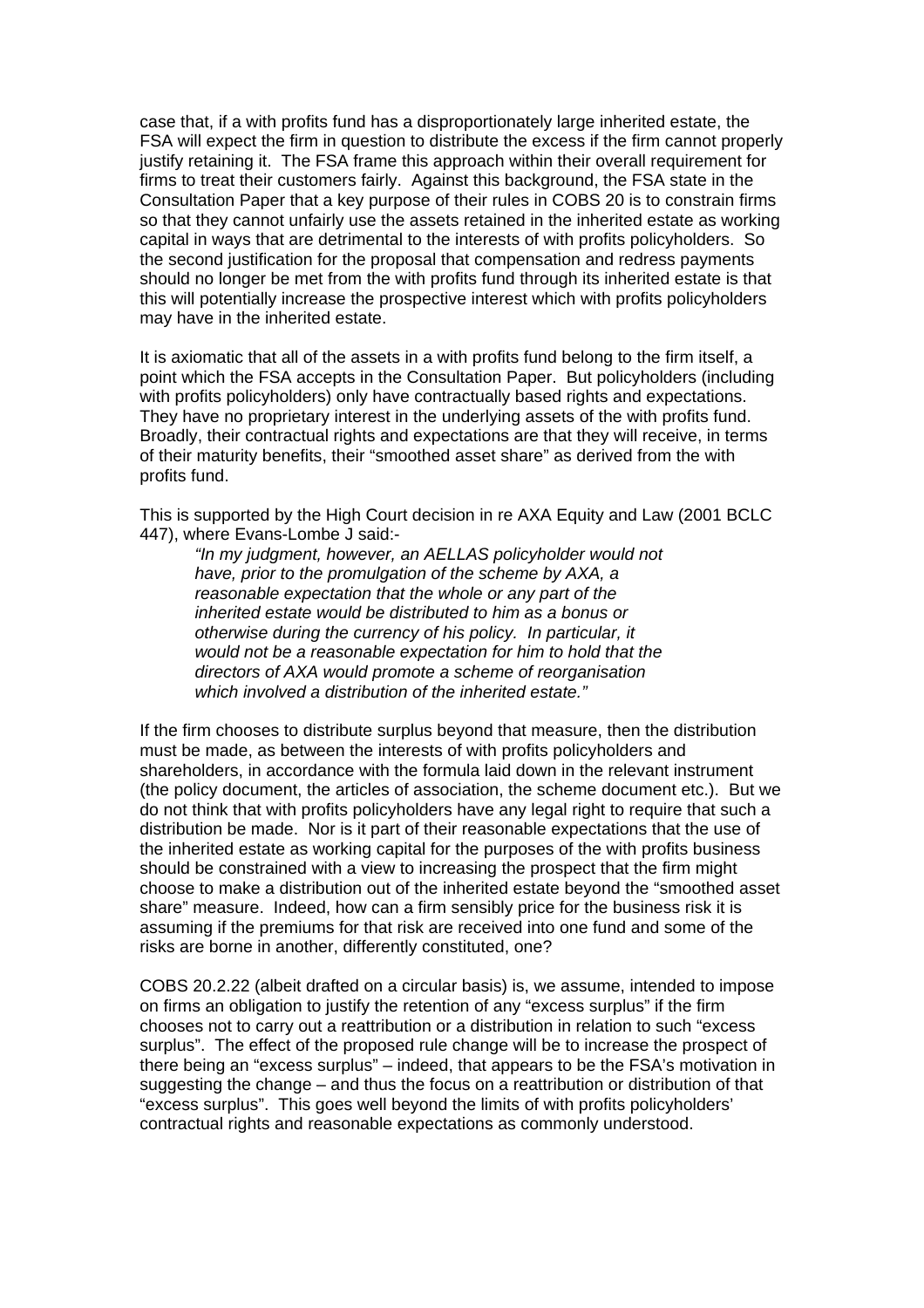case that, if a with profits fund has a disproportionately large inherited estate, the FSA will expect the firm in question to distribute the excess if the firm cannot properly justify retaining it. The FSA frame this approach within their overall requirement for firms to treat their customers fairly. Against this background, the FSA state in the Consultation Paper that a key purpose of their rules in COBS 20 is to constrain firms so that they cannot unfairly use the assets retained in the inherited estate as working capital in ways that are detrimental to the interests of with profits policyholders. So the second justification for the proposal that compensation and redress payments should no longer be met from the with profits fund through its inherited estate is that this will potentially increase the prospective interest which with profits policyholders may have in the inherited estate.

It is axiomatic that all of the assets in a with profits fund belong to the firm itself, a point which the FSA accepts in the Consultation Paper. But policyholders (including with profits policyholders) only have contractually based rights and expectations. They have no proprietary interest in the underlying assets of the with profits fund. Broadly, their contractual rights and expectations are that they will receive, in terms of their maturity benefits, their "smoothed asset share" as derived from the with profits fund.

This is supported by the High Court decision in re AXA Equity and Law (2001 BCLC 447), where Evans-Lombe J said:-

> *"In my judgment, however, an AELLAS policyholder would not have, prior to the promulgation of the scheme by AXA, a reasonable expectation that the whole or any part of the inherited estate would be distributed to him as a bonus or otherwise during the currency of his policy. In particular, it would not be a reasonable expectation for him to hold that the directors of AXA would promote a scheme of reorganisation which involved a distribution of the inherited estate."*

If the firm chooses to distribute surplus beyond that measure, then the distribution must be made, as between the interests of with profits policyholders and shareholders, in accordance with the formula laid down in the relevant instrument (the policy document, the articles of association, the scheme document etc.). But we do not think that with profits policyholders have any legal right to require that such a distribution be made. Nor is it part of their reasonable expectations that the use of the inherited estate as working capital for the purposes of the with profits business should be constrained with a view to increasing the prospect that the firm might choose to make a distribution out of the inherited estate beyond the "smoothed asset share" measure. Indeed, how can a firm sensibly price for the business risk it is assuming if the premiums for that risk are received into one fund and some of the risks are borne in another, differently constituted, one?

COBS 20.2.22 (albeit drafted on a circular basis) is, we assume, intended to impose on firms an obligation to justify the retention of any "excess surplus" if the firm chooses not to carry out a reattribution or a distribution in relation to such "excess surplus". The effect of the proposed rule change will be to increase the prospect of there being an "excess surplus" – indeed, that appears to be the FSA's motivation in suggesting the change – and thus the focus on a reattribution or distribution of that "excess surplus". This goes well beyond the limits of with profits policyholders' contractual rights and reasonable expectations as commonly understood.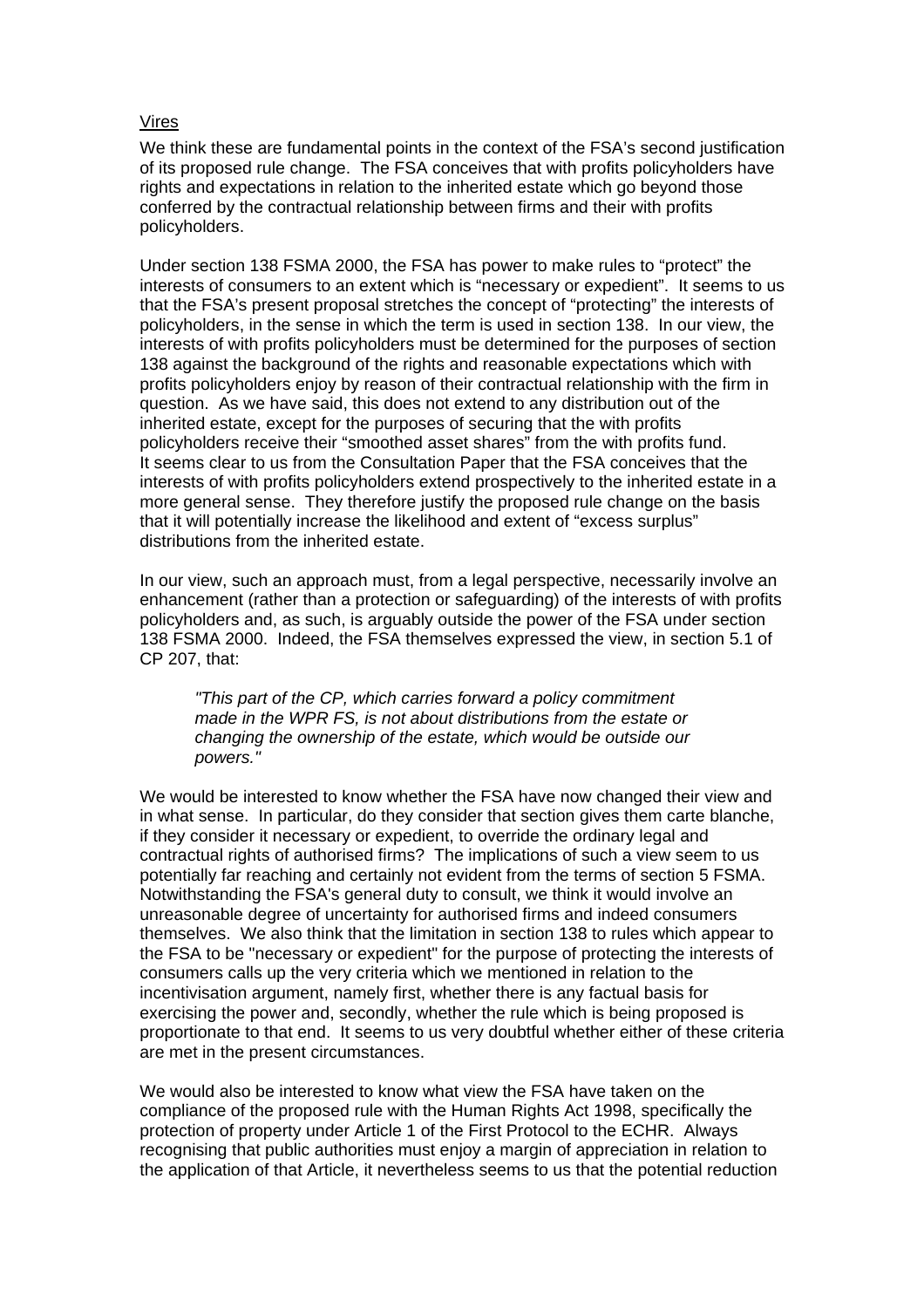Vires

We think these are fundamental points in the context of the FSA's second justification of its proposed rule change. The FSA conceives that with profits policyholders have rights and expectations in relation to the inherited estate which go beyond those conferred by the contractual relationship between firms and their with profits policyholders.

Under section 138 FSMA 2000, the FSA has power to make rules to "protect" the interests of consumers to an extent which is "necessary or expedient". It seems to us that the FSA's present proposal stretches the concept of "protecting" the interests of policyholders, in the sense in which the term is used in section 138. In our view, the interests of with profits policyholders must be determined for the purposes of section 138 against the background of the rights and reasonable expectations which with profits policyholders enjoy by reason of their contractual relationship with the firm in question. As we have said, this does not extend to any distribution out of the inherited estate, except for the purposes of securing that the with profits policyholders receive their "smoothed asset shares" from the with profits fund. It seems clear to us from the Consultation Paper that the FSA conceives that the interests of with profits policyholders extend prospectively to the inherited estate in a more general sense. They therefore justify the proposed rule change on the basis that it will potentially increase the likelihood and extent of "excess surplus" distributions from the inherited estate.

In our view, such an approach must, from a legal perspective, necessarily involve an enhancement (rather than a protection or safeguarding) of the interests of with profits policyholders and, as such, is arguably outside the power of the FSA under section 138 FSMA 2000. Indeed, the FSA themselves expressed the view, in section 5.1 of CP 207, that:

> *"This part of the CP, which carries forward a policy commitment made in the WPR FS, is not about distributions from the estate or changing the ownership of the estate, which would be outside our powers."*

We would be interested to know whether the FSA have now changed their view and in what sense. In particular, do they consider that section gives them carte blanche, if they consider it necessary or expedient, to override the ordinary legal and contractual rights of authorised firms? The implications of such a view seem to us potentially far reaching and certainly not evident from the terms of section 5 FSMA. Notwithstanding the FSA's general duty to consult, we think it would involve an unreasonable degree of uncertainty for authorised firms and indeed consumers themselves. We also think that the limitation in section 138 to rules which appear to the FSA to be "necessary or expedient" for the purpose of protecting the interests of consumers calls up the very criteria which we mentioned in relation to the incentivisation argument, namely first, whether there is any factual basis for exercising the power and, secondly, whether the rule which is being proposed is proportionate to that end. It seems to us very doubtful whether either of these criteria are met in the present circumstances.

We would also be interested to know what view the FSA have taken on the compliance of the proposed rule with the Human Rights Act 1998, specifically the protection of property under Article 1 of the First Protocol to the ECHR. Always recognising that public authorities must enjoy a margin of appreciation in relation to the application of that Article, it nevertheless seems to us that the potential reduction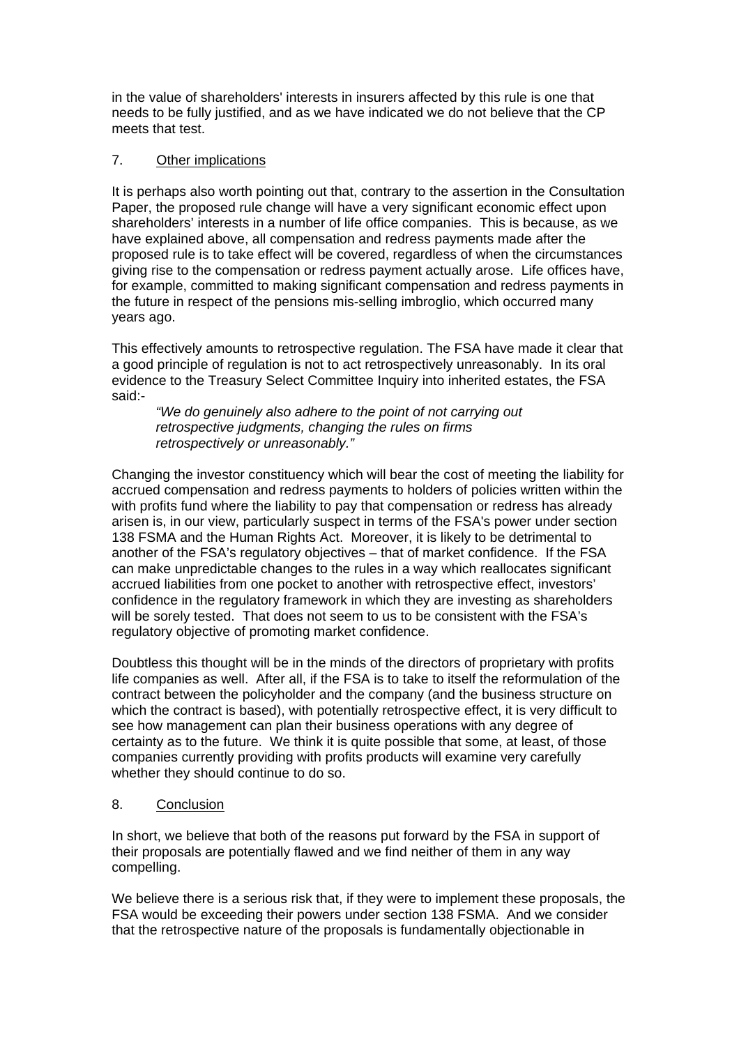in the value of shareholders' interests in insurers affected by this rule is one that needs to be fully justified, and as we have indicated we do not believe that the CP meets that test.

## 7. Other implications

It is perhaps also worth pointing out that, contrary to the assertion in the Consultation Paper, the proposed rule change will have a very significant economic effect upon shareholders' interests in a number of life office companies. This is because, as we have explained above, all compensation and redress payments made after the proposed rule is to take effect will be covered, regardless of when the circumstances giving rise to the compensation or redress payment actually arose. Life offices have, for example, committed to making significant compensation and redress payments in the future in respect of the pensions mis-selling imbroglio, which occurred many years ago.

This effectively amounts to retrospective regulation. The FSA have made it clear that a good principle of regulation is not to act retrospectively unreasonably. In its oral evidence to the Treasury Select Committee Inquiry into inherited estates, the FSA said:-

> *"We do genuinely also adhere to the point of not carrying out retrospective judgments, changing the rules on firms retrospectively or unreasonably."*

Changing the investor constituency which will bear the cost of meeting the liability for accrued compensation and redress payments to holders of policies written within the with profits fund where the liability to pay that compensation or redress has already arisen is, in our view, particularly suspect in terms of the FSA's power under section 138 FSMA and the Human Rights Act. Moreover, it is likely to be detrimental to another of the FSA's regulatory objectives – that of market confidence. If the FSA can make unpredictable changes to the rules in a way which reallocates significant accrued liabilities from one pocket to another with retrospective effect, investors' confidence in the regulatory framework in which they are investing as shareholders will be sorely tested. That does not seem to us to be consistent with the FSA's regulatory objective of promoting market confidence.

Doubtless this thought will be in the minds of the directors of proprietary with profits life companies as well. After all, if the FSA is to take to itself the reformulation of the contract between the policyholder and the company (and the business structure on which the contract is based), with potentially retrospective effect, it is very difficult to see how management can plan their business operations with any degree of certainty as to the future. We think it is quite possible that some, at least, of those companies currently providing with profits products will examine very carefully whether they should continue to do so.

## 8. Conclusion

In short, we believe that both of the reasons put forward by the FSA in support of their proposals are potentially flawed and we find neither of them in any way compelling.

We believe there is a serious risk that, if they were to implement these proposals, the FSA would be exceeding their powers under section 138 FSMA. And we consider that the retrospective nature of the proposals is fundamentally objectionable in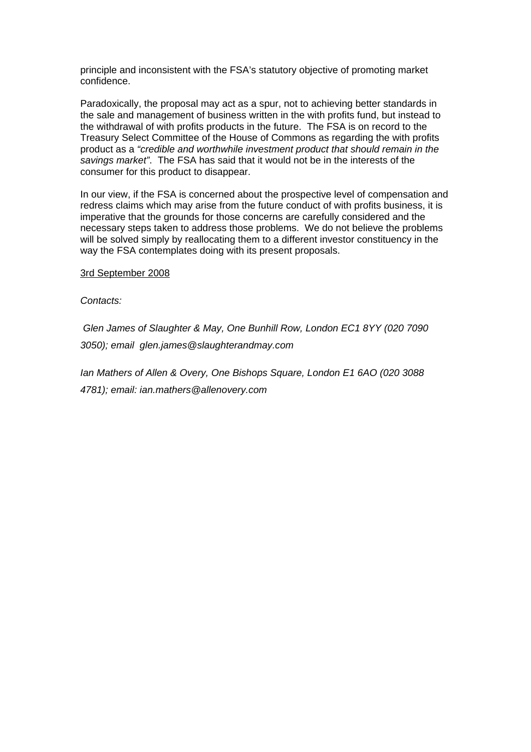principle and inconsistent with the FSA's statutory objective of promoting market confidence.

Paradoxically, the proposal may act as a spur, not to achieving better standards in the sale and management of business written in the with profits fund, but instead to the withdrawal of with profits products in the future. The FSA is on record to the Treasury Select Committee of the House of Commons as regarding the with profits product as a *"credible and worthwhile investment product that should remain in the savings market"*. The FSA has said that it would not be in the interests of the consumer for this product to disappear.

In our view, if the FSA is concerned about the prospective level of compensation and redress claims which may arise from the future conduct of with profits business, it is imperative that the grounds for those concerns are carefully considered and the necessary steps taken to address those problems. We do not believe the problems will be solved simply by reallocating them to a different investor constituency in the way the FSA contemplates doing with its present proposals.

3rd September 2008

*Contacts:*

*Glen James of Slaughter & May, One Bunhill Row, London EC1 8YY (020 7090 3050); email glen.james@slaughterandmay.com*

*Ian Mathers of Allen & Overy, One Bishops Square, London E1 6AO (020 3088 4781); email: ian.mathers@allenovery.com*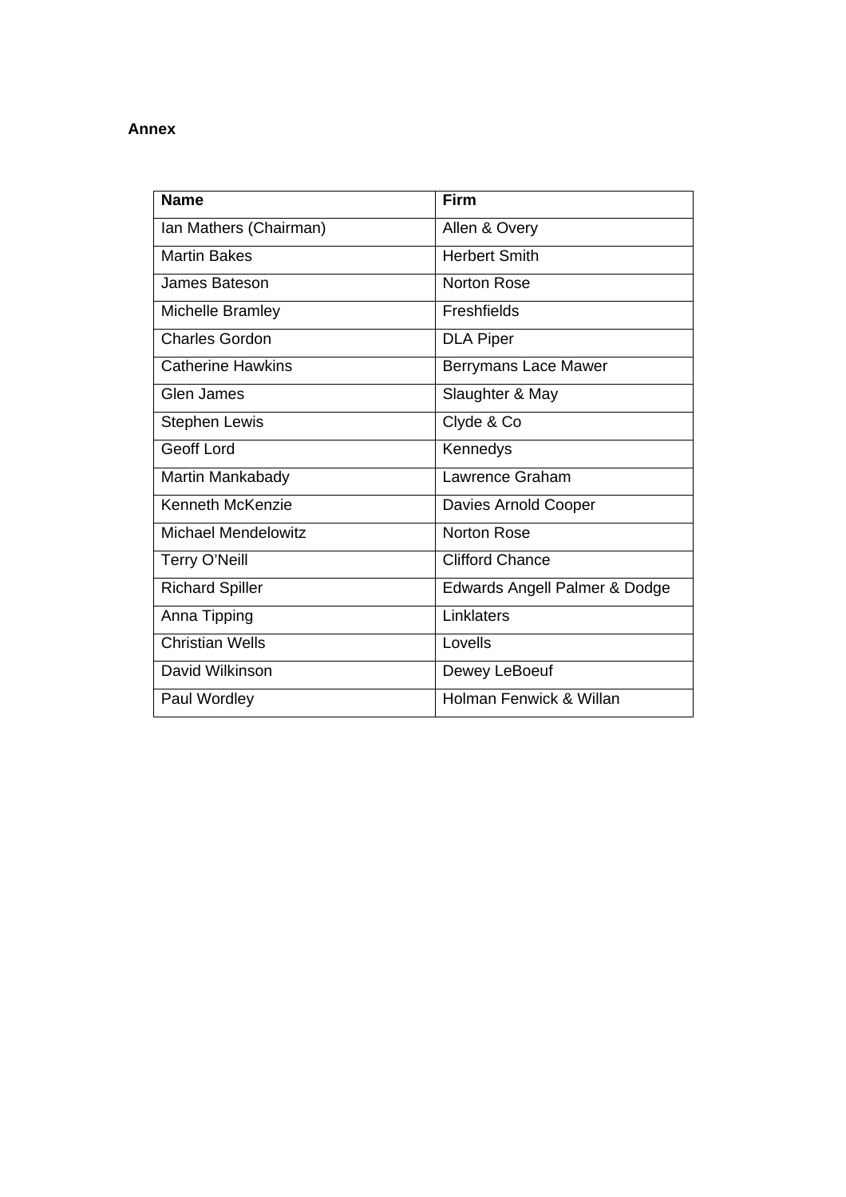**Annex**

| Name | Firm |
|---|---|
| Ian Mathers (Chairman) | Allen & Overy |
| Martin Bakes | Herbert Smith |
| James Bateson | Norton Rose |
| Michelle Bramley | Freshfields |
| Charles Gordon | DLA Piper |
| Catherine Hawkins | Berrymans Lace Mawer |
| Glen James | Slaughter & May |
| Stephen Lewis | Clyde & Co |
| Geoff Lord | Kennedys |
| Martin Mankabady | Lawrence Graham |
| Kenneth McKenzie | Davies Arnold Cooper |
| Michael Mendelowitz | Norton Rose |
| Terry O'Neill | Clifford Chance |
| Richard Spiller | Edwards Angell Palmer & Dodge |
| Anna Tipping | Linklaters |
| Christian Wells | Lovells |
| David Wilkinson | Dewey LeBoeuf |
| Paul Wordley | Holman Fenwick & Willan |